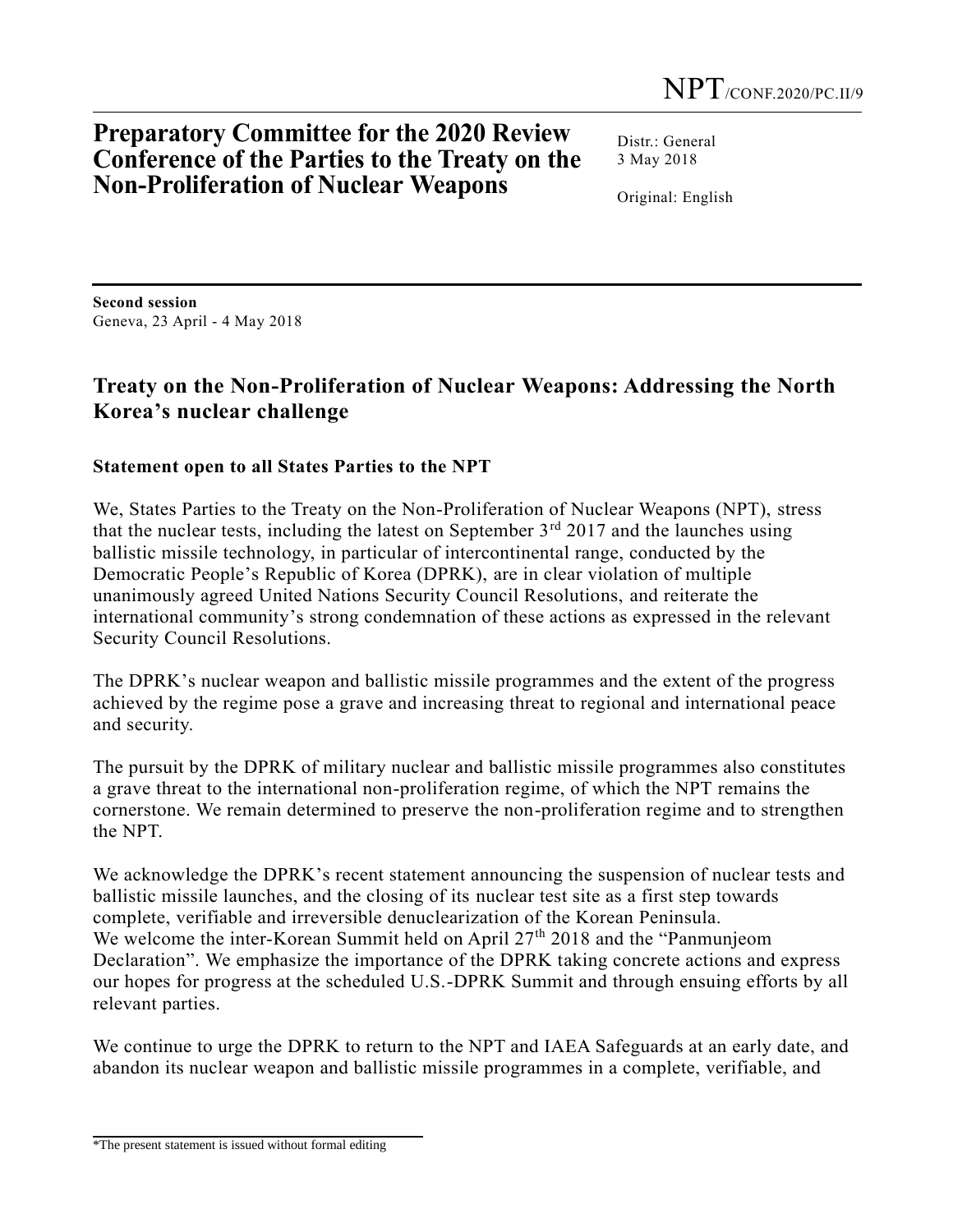NPT/CONF.2020/PC.II/9

# Preparatory Committee for the 2020 Review Conference of the Parties to the Treaty on the Non-Proliferation of Nuclear Weapons

Distr.: General
3 May 2018

Original: English

**Second session**
Geneva, 23 April - 4 May 2018

## Treaty on the Non-Proliferation of Nuclear Weapons: Addressing the North Korea's nuclear challenge

### Statement open to all States Parties to the NPT

We, States Parties to the Treaty on the Non-Proliferation of Nuclear Weapons (NPT), stress that the nuclear tests, including the latest on September 3rd 2017 and the launches using ballistic missile technology, in particular of intercontinental range, conducted by the Democratic People's Republic of Korea (DPRK), are in clear violation of multiple unanimously agreed United Nations Security Council Resolutions, and reiterate the international community's strong condemnation of these actions as expressed in the relevant Security Council Resolutions.

The DPRK's nuclear weapon and ballistic missile programmes and the extent of the progress achieved by the regime pose a grave and increasing threat to regional and international peace and security.

The pursuit by the DPRK of military nuclear and ballistic missile programmes also constitutes a grave threat to the international non-proliferation regime, of which the NPT remains the cornerstone. We remain determined to preserve the non-proliferation regime and to strengthen the NPT.

We acknowledge the DPRK's recent statement announcing the suspension of nuclear tests and ballistic missile launches, and the closing of its nuclear test site as a first step towards complete, verifiable and irreversible denuclearization of the Korean Peninsula.
We welcome the inter-Korean Summit held on April 27th 2018 and the "Panmunjeom Declaration". We emphasize the importance of the DPRK taking concrete actions and express our hopes for progress at the scheduled U.S.-DPRK Summit and through ensuing efforts by all relevant parties.

We continue to urge the DPRK to return to the NPT and IAEA Safeguards at an early date, and abandon its nuclear weapon and ballistic missile programmes in a complete, verifiable, and

*The present statement is issued without formal editing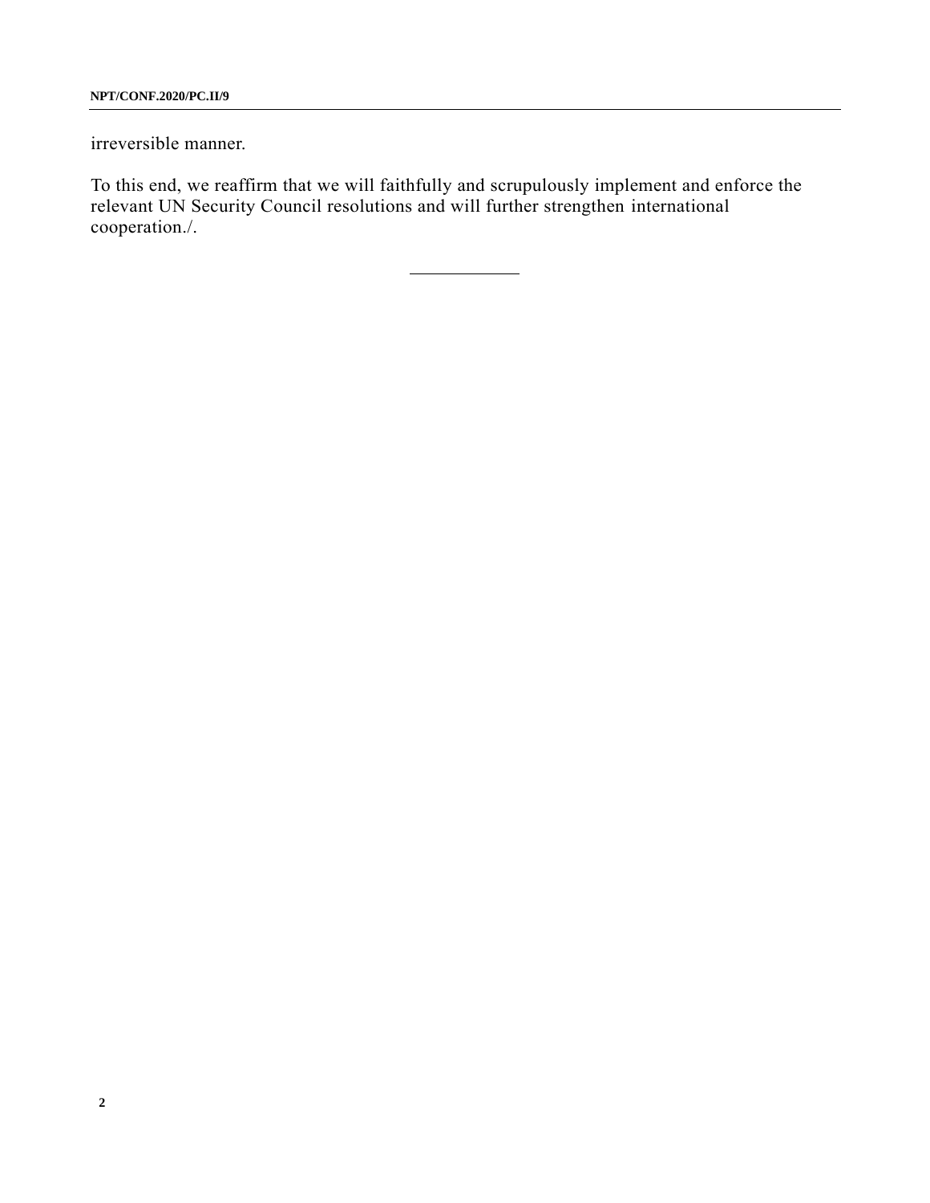irreversible manner.

To this end, we reaffirm that we will faithfully and scrupulously implement and enforce the relevant UN Security Council resolutions and will further strengthen international cooperation./.